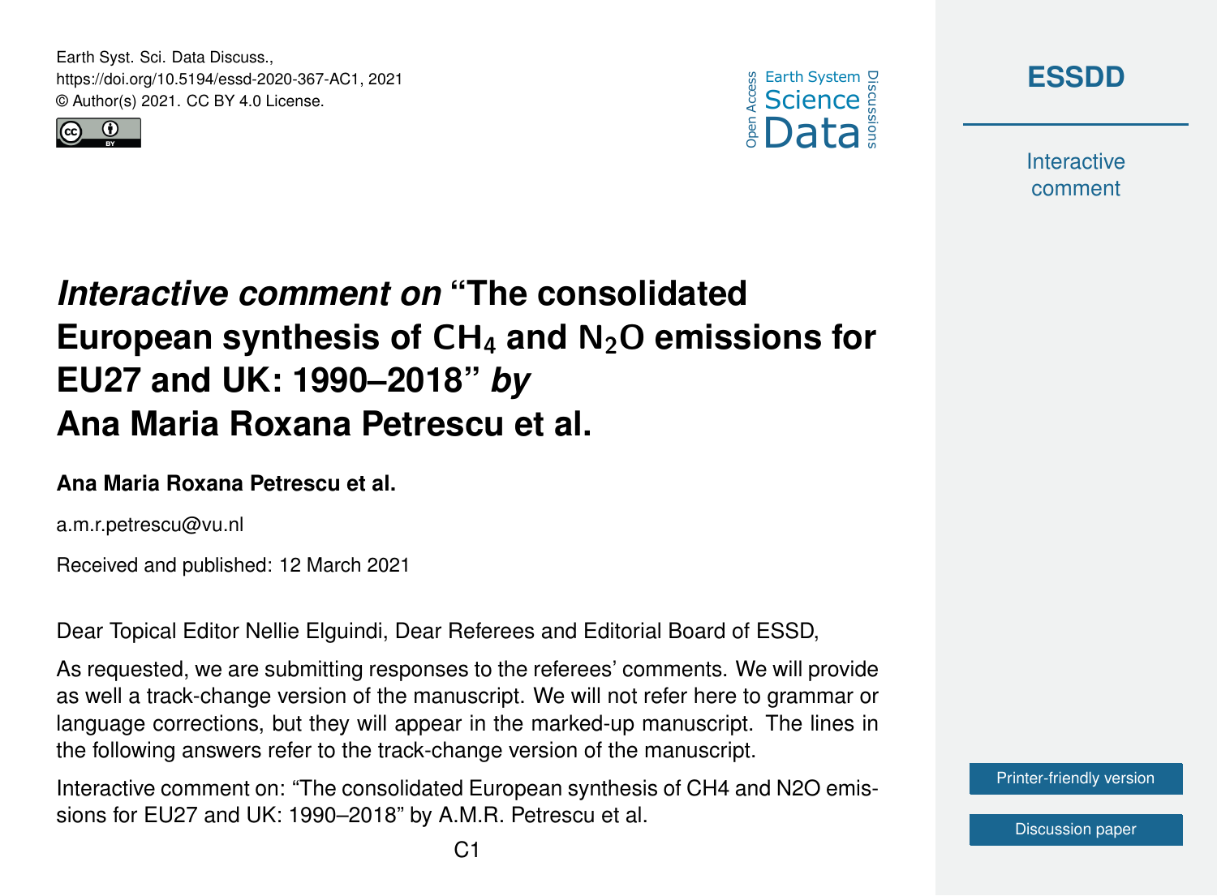# *Interactive comment on* "The consolidated European synthesis of $CH_4$ and $N_2O$ emissions for EU27 and UK: 1990–2018" *by* Ana Maria Roxana Petrescu et al.

**Ana Maria Roxana Petrescu et al.**

a.m.r.petrescu@vu.nl

Received and published: 12 March 2021

Dear Topical Editor Nellie Elguindi, Dear Referees and Editorial Board of ESSD,

As requested, we are submitting responses to the referees' comments. We will provide as well a track-change version of the manuscript. We will not refer here to grammar or language corrections, but they will appear in the marked-up manuscript. The lines in the following answers refer to the track-change version of the manuscript.

Interactive comment on: "The consolidated European synthesis of CH4 and N2O emissions for EU27 and UK: 1990–2018" by A.M.R. Petrescu et al.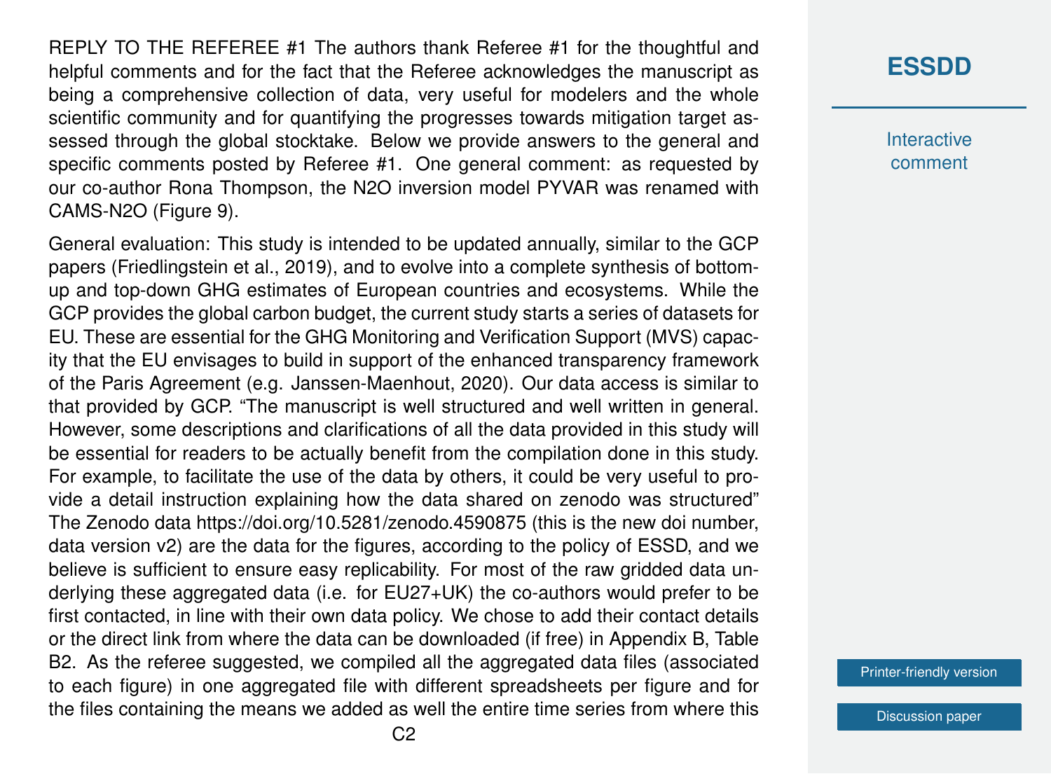REPLY TO THE REFEREE #1 The authors thank Referee #1 for the thoughtful and helpful comments and for the fact that the Referee acknowledges the manuscript as being a comprehensive collection of data, very useful for modelers and the whole scientific community and for quantifying the progresses towards mitigation target assessed through the global stocktake. Below we provide answers to the general and specific comments posted by Referee #1. One general comment: as requested by our co-author Rona Thompson, the $N_2O$ inversion model PYVAR was renamed with CAMS-$N_2O$ (Figure 9).

General evaluation: This study is intended to be updated annually, similar to the GCP papers (Friedlingstein et al., 2019), and to evolve into a complete synthesis of bottom-up and top-down GHG estimates of European countries and ecosystems. While the GCP provides the global carbon budget, the current study starts a series of datasets for EU. These are essential for the GHG Monitoring and Verification Support (MVS) capacity that the EU envisages to build in support of the enhanced transparency framework of the Paris Agreement (e.g. Janssen-Maenhout, 2020). Our data access is similar to that provided by GCP. "The manuscript is well structured and well written in general. However, some descriptions and clarifications of all the data provided in this study will be essential for readers to be actually benefit from the compilation done in this study. For example, to facilitate the use of the data by others, it could be very useful to provide a detail instruction explaining how the data shared on zenodo was structured" The Zenodo data https://doi.org/10.5281/zenodo.4590875 (this is the new doi number, data version v2) are the data for the figures, according to the policy of ESSD, and we believe is sufficient to ensure easy replicability. For most of the raw gridded data underlying these aggregated data (i.e. for EU27+UK) the co-authors would prefer to be first contacted, in line with their own data policy. We chose to add their contact details or the direct link from where the data can be downloaded (if free) in Appendix B, Table B2. As the referee suggested, we compiled all the aggregated data files (associated to each figure) in one aggregated file with different spreadsheets per figure and for the files containing the means we added as well the entire time series from where this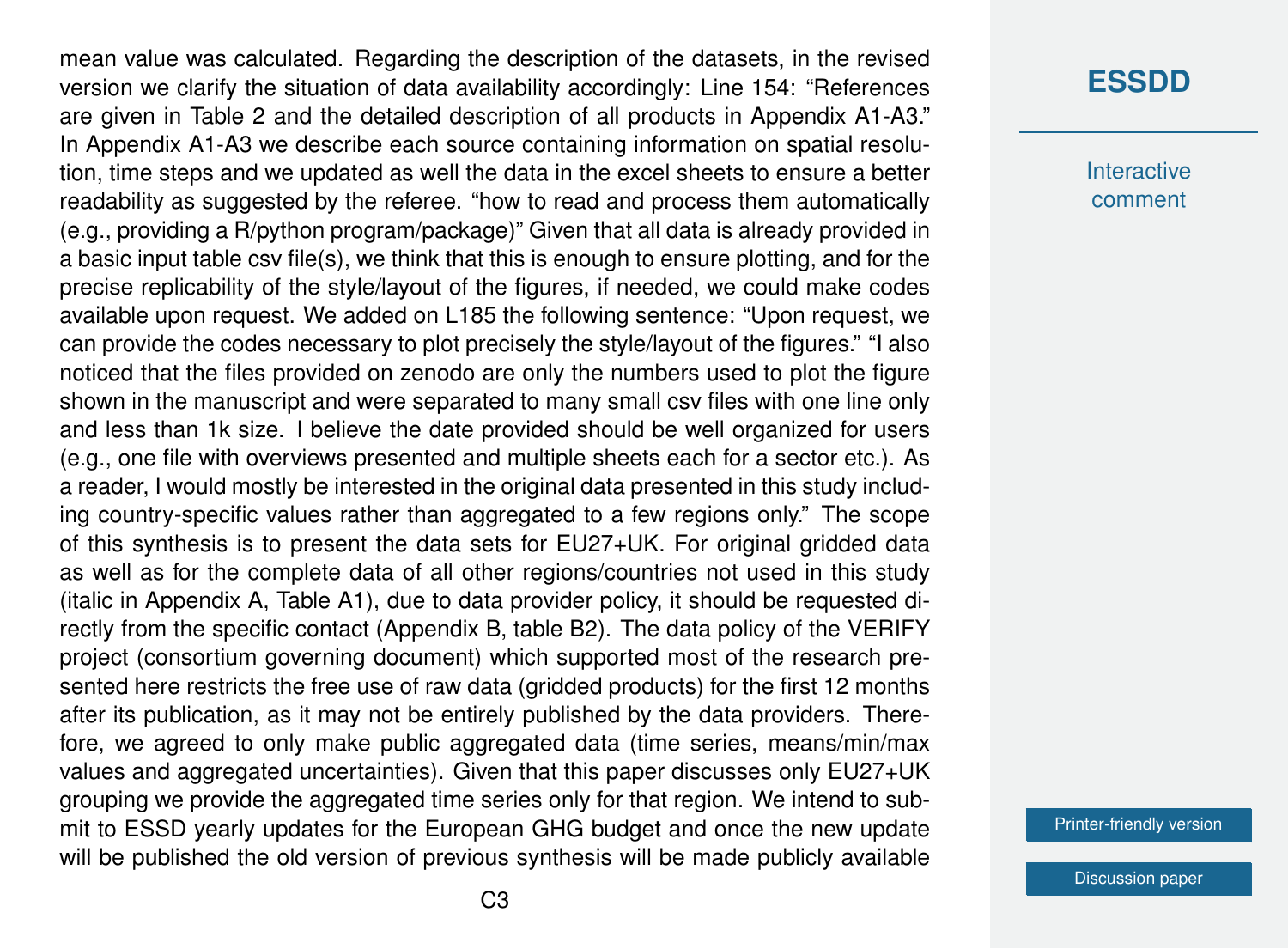mean value was calculated. Regarding the description of the datasets, in the revised version we clarify the situation of data availability accordingly: Line 154: "References are given in Table 2 and the detailed description of all products in Appendix A1-A3." In Appendix A1-A3 we describe each source containing information on spatial resolution, time steps and we updated as well the data in the excel sheets to ensure a better readability as suggested by the referee. "how to read and process them automatically (e.g., providing a R/python program/package)" Given that all data is already provided in a basic input table csv file(s), we think that this is enough to ensure plotting, and for the precise replicability of the style/layout of the figures, if needed, we could make codes available upon request. We added on L185 the following sentence: "Upon request, we can provide the codes necessary to plot precisely the style/layout of the figures." "I also noticed that the files provided on zenodo are only the numbers used to plot the figure shown in the manuscript and were separated to many small csv files with one line only and less than 1k size. I believe the date provided should be well organized for users (e.g., one file with overviews presented and multiple sheets each for a sector etc.). As a reader, I would mostly be interested in the original data presented in this study including country-specific values rather than aggregated to a few regions only." The scope of this synthesis is to present the data sets for EU27+UK. For original gridded data as well as for the complete data of all other regions/countries not used in this study (italic in Appendix A, Table A1), due to data provider policy, it should be requested directly from the specific contact (Appendix B, table B2). The data policy of the VERIFY project (consortium governing document) which supported most of the research presented here restricts the free use of raw data (gridded products) for the first 12 months after its publication, as it may not be entirely published by the data providers. Therefore, we agreed to only make public aggregated data (time series, means/min/max values and aggregated uncertainties). Given that this paper discusses only EU27+UK grouping we provide the aggregated time series only for that region. We intend to submit to ESSD yearly updates for the European GHG budget and once the new update will be published the old version of previous synthesis will be made publicly available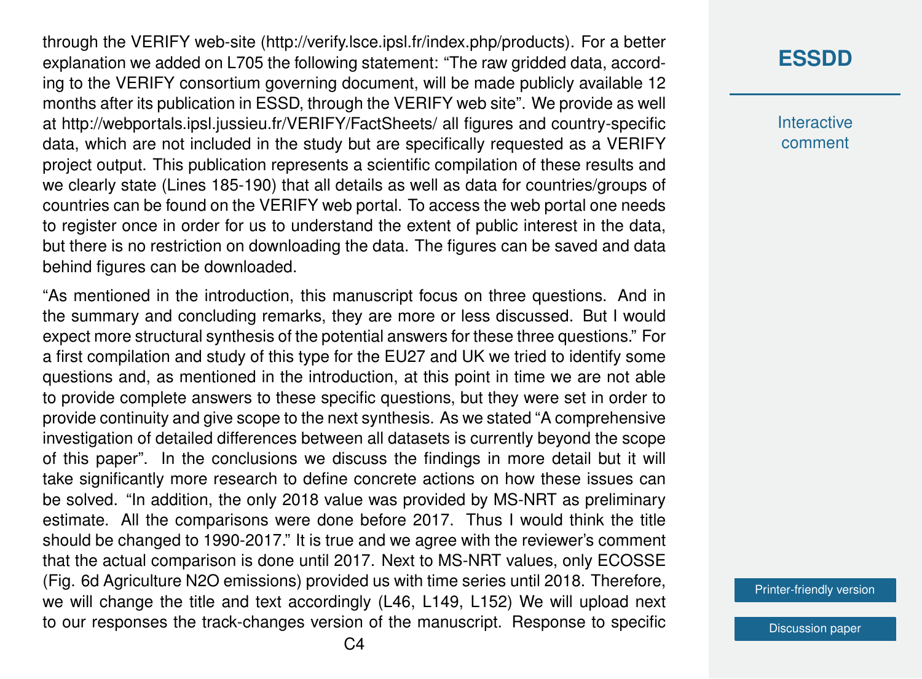through the VERIFY web-site (http://verify.lsce.ipsl.fr/index.php/products). For a better explanation we added on L705 the following statement: "The raw gridded data, according to the VERIFY consortium governing document, will be made publicly available 12 months after its publication in ESSD, through the VERIFY web site". We provide as well at http://webportals.ipsl.jussieu.fr/VERIFY/FactSheets/ all figures and country-specific data, which are not included in the study but are specifically requested as a VERIFY project output. This publication represents a scientific compilation of these results and we clearly state (Lines 185-190) that all details as well as data for countries/groups of countries can be found on the VERIFY web portal. To access the web portal one needs to register once in order for us to understand the extent of public interest in the data, but there is no restriction on downloading the data. The figures can be saved and data behind figures can be downloaded.

"As mentioned in the introduction, this manuscript focus on three questions. And in the summary and concluding remarks, they are more or less discussed. But I would expect more structural synthesis of the potential answers for these three questions." For a first compilation and study of this type for the EU27 and UK we tried to identify some questions and, as mentioned in the introduction, at this point in time we are not able to provide complete answers to these specific questions, but they were set in order to provide continuity and give scope to the next synthesis. As we stated "A comprehensive investigation of detailed differences between all datasets is currently beyond the scope of this paper". In the conclusions we discuss the findings in more detail but it will take significantly more research to define concrete actions on how these issues can be solved. "In addition, the only 2018 value was provided by MS-NRT as preliminary estimate. All the comparisons were done before 2017. Thus I would think the title should be changed to 1990-2017." It is true and we agree with the reviewer's comment that the actual comparison is done until 2017. Next to MS-NRT values, only ECOSSE (Fig. 6d Agriculture N2O emissions) provided us with time series until 2018. Therefore, we will change the title and text accordingly (L46, L149, L152) We will upload next to our responses the track-changes version of the manuscript. Response to specific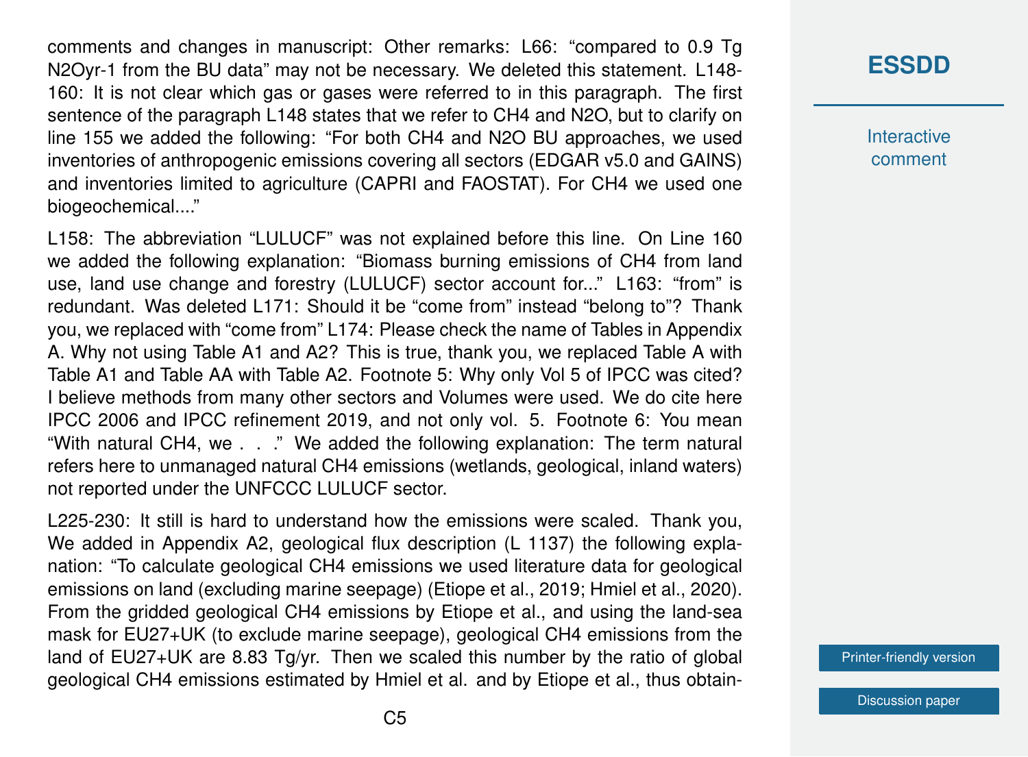comments and changes in manuscript: Other remarks: L66: "compared to 0.9 Tg $N_2O$yr-1 from the BU data" may not be necessary. We deleted this statement. L148-160: It is not clear which gas or gases were referred to in this paragraph. The first sentence of the paragraph L148 states that we refer to $CH_4$ and $N_2O$, but to clarify on line 155 we added the following: "For both $CH_4$ and $N_2O$ BU approaches, we used inventories of anthropogenic emissions covering all sectors (EDGAR v5.0 and GAINS) and inventories limited to agriculture (CAPRI and FAOSTAT). For $CH_4$ we used one biogeochemical...."

L158: The abbreviation "LULUCF" was not explained before this line. On Line 160 we added the following explanation: "Biomass burning emissions of $CH_4$ from land use, land use change and forestry (LULUCF) sector account for..." L163: "from" is redundant. Was deleted L171: Should it be "come from" instead "belong to"? Thank you, we replaced with "come from" L174: Please check the name of Tables in Appendix A. Why not using Table A1 and A2? This is true, thank you, we replaced Table A with Table A1 and Table AA with Table A2. Footnote 5: Why only Vol 5 of IPCC was cited? I believe methods from many other sectors and Volumes were used. We do cite here IPCC 2006 and IPCC refinement 2019, and not only vol. 5. Footnote 6: You mean "With natural $CH_4$, we . . ." We added the following explanation: The term natural refers here to unmanaged natural $CH_4$ emissions (wetlands, geological, inland waters) not reported under the UNFCCC LULUCF sector.

L225-230: It still is hard to understand how the emissions were scaled. Thank you, We added in Appendix A2, geological flux description (L 1137) the following explanation: "To calculate geological $CH_4$ emissions we used literature data for geological emissions on land (excluding marine seepage) (Etiope et al., 2019; Hmiel et al., 2020). From the gridded geological $CH_4$ emissions by Etiope et al., and using the land-sea mask for EU27+UK (to exclude marine seepage), geological $CH_4$ emissions from the land of EU27+UK are 8.83 Tg/yr. Then we scaled this number by the ratio of global geological $CH_4$ emissions estimated by Hmiel et al. and by Etiope et al., thus obtain-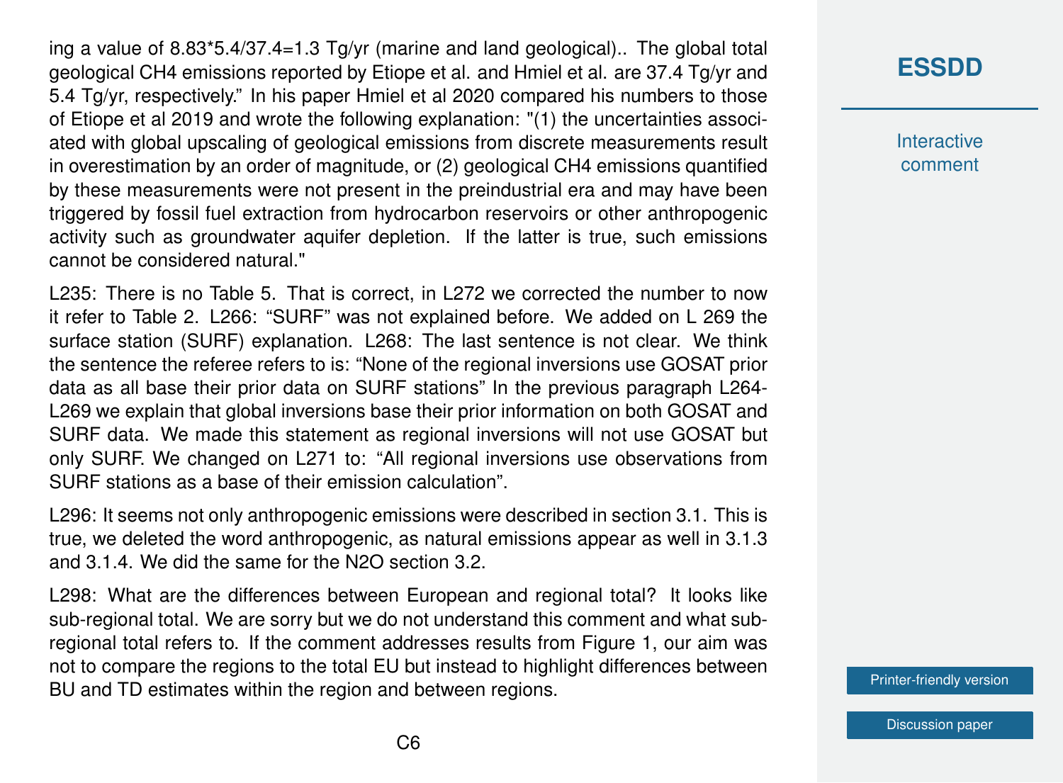ing a value of 8.83*5.4/37.4=1.3 Tg/yr (marine and land geological).. The global total geological $CH_4$ emissions reported by Etiope et al. and Hmiel et al. are 37.4 Tg/yr and 5.4 Tg/yr, respectively." In his paper Hmiel et al 2020 compared his numbers to those of Etiope et al 2019 and wrote the following explanation: "(1) the uncertainties associated with global upscaling of geological emissions from discrete measurements result in overestimation by an order of magnitude, or (2) geological $CH_4$ emissions quantified by these measurements were not present in the preindustrial era and may have been triggered by fossil fuel extraction from hydrocarbon reservoirs or other anthropogenic activity such as groundwater aquifer depletion. If the latter is true, such emissions cannot be considered natural."

L235: There is no Table 5. That is correct, in L272 we corrected the number to now it refer to Table 2. L266: “SURF” was not explained before. We added on L 269 the surface station (SURF) explanation. L268: The last sentence is not clear. We think the sentence the referee refers to is: “None of the regional inversions use GOSAT prior data as all base their prior data on SURF stations” In the previous paragraph L264-L269 we explain that global inversions base their prior information on both GOSAT and SURF data. We made this statement as regional inversions will not use GOSAT but only SURF. We changed on L271 to: “All regional inversions use observations from SURF stations as a base of their emission calculation”.

L296: It seems not only anthropogenic emissions were described in section 3.1. This is true, we deleted the word anthropogenic, as natural emissions appear as well in 3.1.3 and 3.1.4. We did the same for the $N_2O$ section 3.2.

L298: What are the differences between European and regional total? It looks like sub-regional total. We are sorry but we do not understand this comment and what sub-regional total refers to. If the comment addresses results from Figure 1, our aim was not to compare the regions to the total EU but instead to highlight differences between BU and TD estimates within the region and between regions.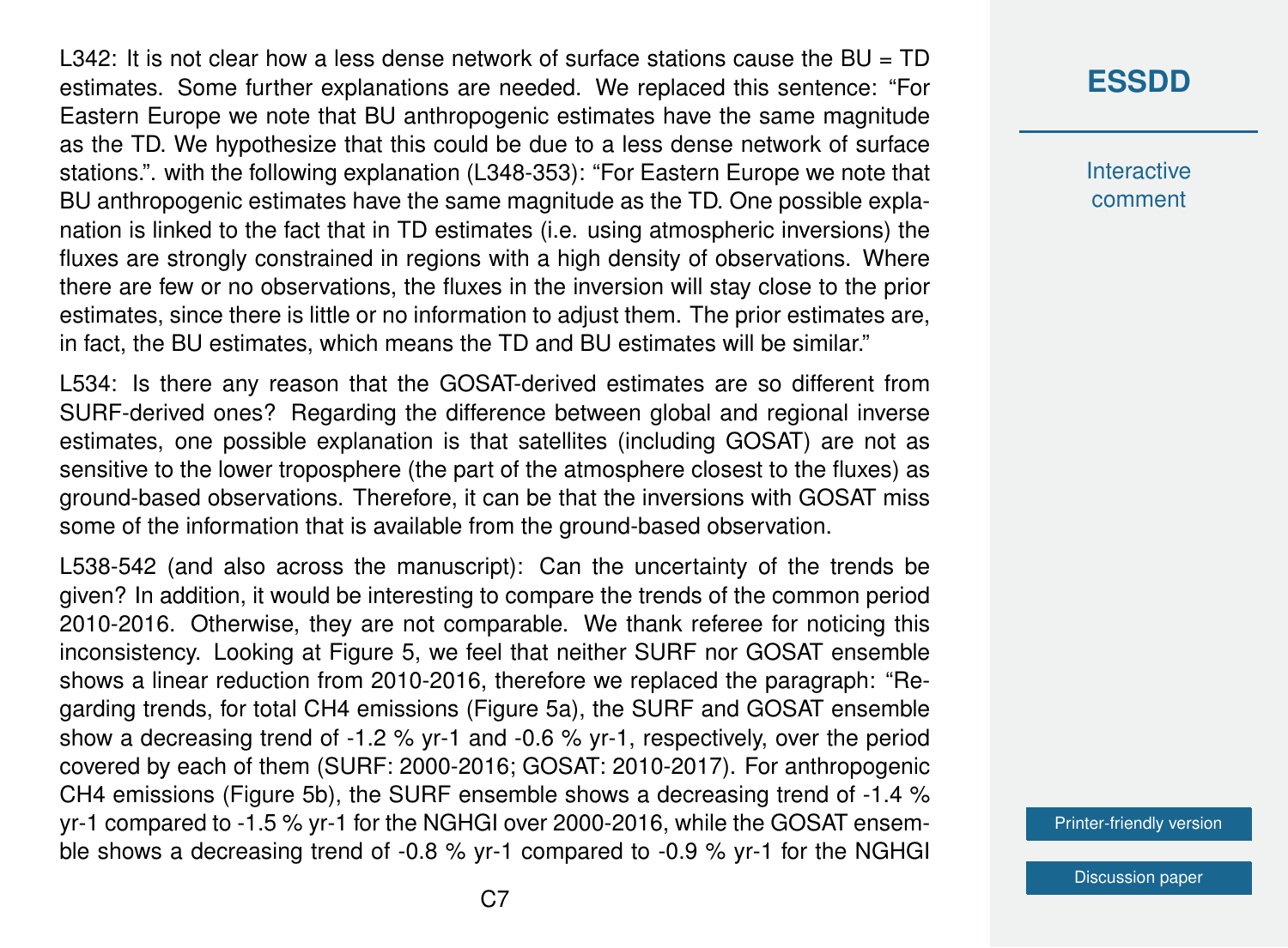L342: It is not clear how a less dense network of surface stations cause the BU = TD estimates. Some further explanations are needed. We replaced this sentence: "For Eastern Europe we note that BU anthropogenic estimates have the same magnitude as the TD. We hypothesize that this could be due to a less dense network of surface stations.". with the following explanation (L348-353): "For Eastern Europe we note that BU anthropogenic estimates have the same magnitude as the TD. One possible explanation is linked to the fact that in TD estimates (i.e. using atmospheric inversions) the fluxes are strongly constrained in regions with a high density of observations. Where there are few or no observations, the fluxes in the inversion will stay close to the prior estimates, since there is little or no information to adjust them. The prior estimates are, in fact, the BU estimates, which means the TD and BU estimates will be similar."

L534: Is there any reason that the GOSAT-derived estimates are so different from SURF-derived ones? Regarding the difference between global and regional inverse estimates, one possible explanation is that satellites (including GOSAT) are not as sensitive to the lower troposphere (the part of the atmosphere closest to the fluxes) as ground-based observations. Therefore, it can be that the inversions with GOSAT miss some of the information that is available from the ground-based observation.

L538-542 (and also across the manuscript): Can the uncertainty of the trends be given? In addition, it would be interesting to compare the trends of the common period 2010-2016. Otherwise, they are not comparable. We thank referee for noticing this inconsistency. Looking at Figure 5, we feel that neither SURF nor GOSAT ensemble shows a linear reduction from 2010-2016, therefore we replaced the paragraph: "Regarding trends, for total $CH_4$ emissions (Figure 5a), the SURF and GOSAT ensemble show a decreasing trend of -1.2 % $yr^{-1}$ and -0.6 % $yr^{-1}$, respectively, over the period covered by each of them (SURF: 2000-2016; GOSAT: 2010-2017). For anthropogenic $CH_4$ emissions (Figure 5b), the SURF ensemble shows a decreasing trend of -1.4 % $yr^{-1}$ compared to -1.5 % $yr^{-1}$ for the NGHGI over 2000-2016, while the GOSAT ensemble shows a decreasing trend of -0.8 % $yr^{-1}$ compared to -0.9 % $yr^{-1}$ for the NGHGI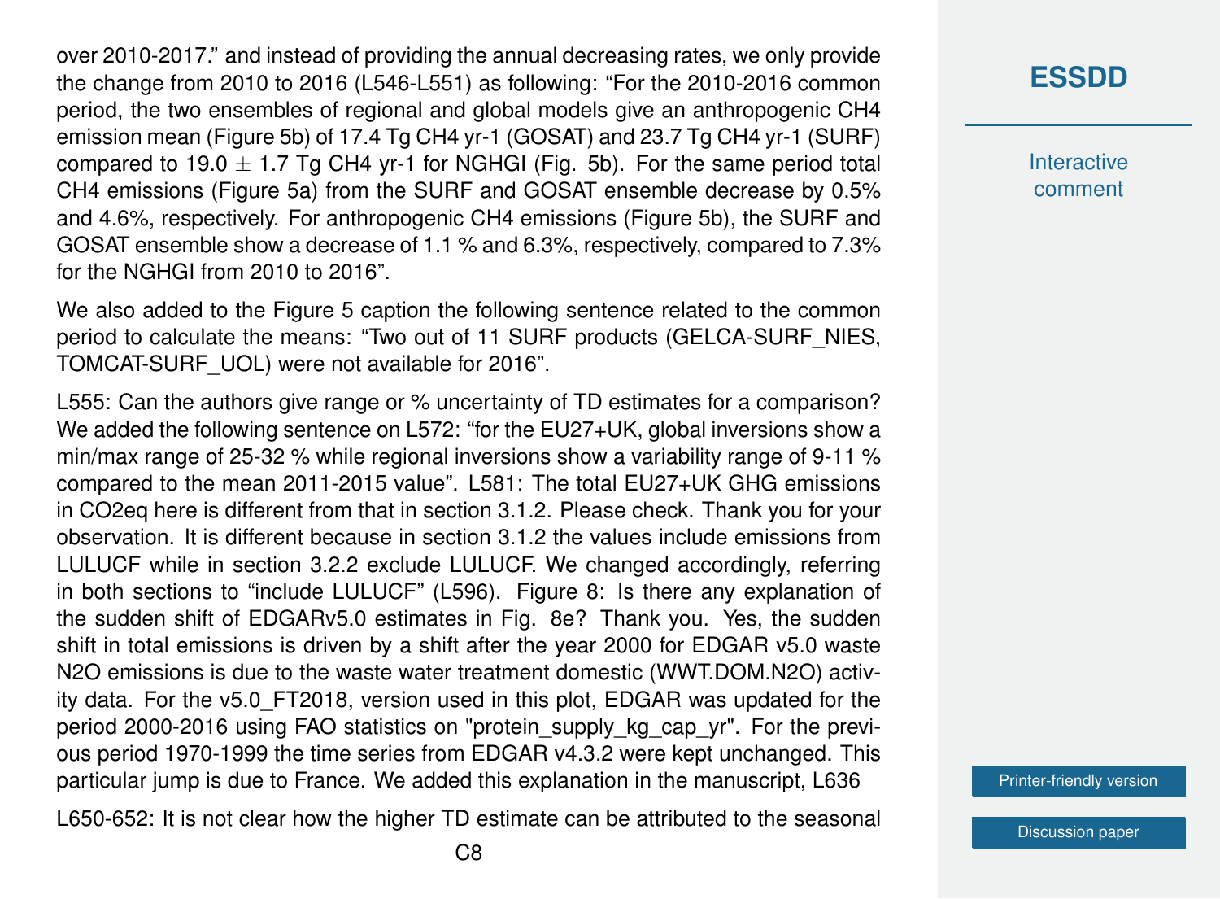over 2010-2017." and instead of providing the annual decreasing rates, we only provide the change from 2010 to 2016 (L546-L551) as following: "For the 2010-2016 common period, the two ensembles of regional and global models give an anthropogenic $CH_4$ emission mean (Figure 5b) of 17.4 Tg $CH_4$ yr-1 (GOSAT) and 23.7 Tg $CH_4$ yr-1 (SURF) compared to 19.0 $\pm$ 1.7 Tg $CH_4$ yr-1 for NGHGI (Fig. 5b). For the same period total $CH_4$ emissions (Figure 5a) from the SURF and GOSAT ensemble decrease by 0.5% and 4.6%, respectively. For anthropogenic $CH_4$ emissions (Figure 5b), the SURF and GOSAT ensemble show a decrease of 1.1 % and 6.3%, respectively, compared to 7.3% for the NGHGI from 2010 to 2016".

We also added to the Figure 5 caption the following sentence related to the common period to calculate the means: "Two out of 11 SURF products (GELCA-SURF_NIES, TOMCAT-SURF_UOL) were not available for 2016".

L555: Can the authors give range or % uncertainty of TD estimates for a comparison? We added the following sentence on L572: "for the EU27+UK, global inversions show a min/max range of 25-32 % while regional inversions show a variability range of 9-11 % compared to the mean 2011-2015 value". L581: The total EU27+UK GHG emissions in $CO_2$eq here is different from that in section 3.1.2. Please check. Thank you for your observation. It is different because in section 3.1.2 the values include emissions from LULUCF while in section 3.2.2 exclude LULUCF. We changed accordingly, referring in both sections to "include LULUCF" (L596). Figure 8: Is there any explanation of the sudden shift of EDGARv5.0 estimates in Fig. 8e? Thank you. Yes, the sudden shift in total emissions is driven by a shift after the year 2000 for EDGAR v5.0 waste $N_2O$ emissions is due to the waste water treatment domestic (WWT.DOM.N2O) activity data. For the v5.0_FT2018, version used in this plot, EDGAR was updated for the period 2000-2016 using FAO statistics on "protein_supply_kg_cap_yr". For the previous period 1970-1999 the time series from EDGAR v4.3.2 were kept unchanged. This particular jump is due to France. We added this explanation in the manuscript, L636

L650-652: It is not clear how the higher TD estimate can be attributed to the seasonal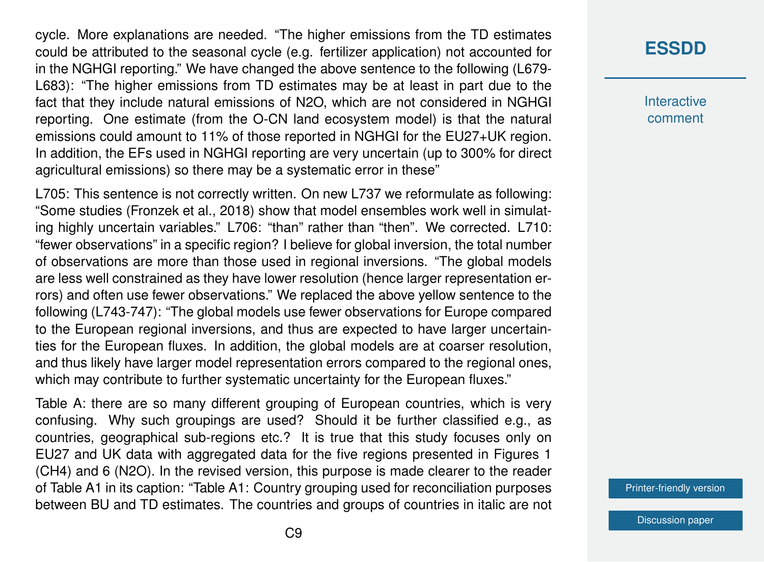cycle. More explanations are needed. "The higher emissions from the TD estimates could be attributed to the seasonal cycle (e.g. fertilizer application) not accounted for in the NGHGI reporting." We have changed the above sentence to the following (L679-L683): "The higher emissions from TD estimates may be at least in part due to the fact that they include natural emissions of $N_2O$, which are not considered in NGHGI reporting. One estimate (from the O-CN land ecosystem model) is that the natural emissions could amount to 11% of those reported in NGHGI for the EU27+UK region. In addition, the EFs used in NGHGI reporting are very uncertain (up to 300% for direct agricultural emissions) so there may be a systematic error in these"

L705: This sentence is not correctly written. On new L737 we reformulate as following: "Some studies (Fronzek et al., 2018) show that model ensembles work well in simulating highly uncertain variables." L706: "than" rather than "then". We corrected. L710: "fewer observations" in a specific region? I believe for global inversion, the total number of observations are more than those used in regional inversions. "The global models are less well constrained as they have lower resolution (hence larger representation errors) and often use fewer observations." We replaced the above yellow sentence to the following (L743-747): "The global models use fewer observations for Europe compared to the European regional inversions, and thus are expected to have larger uncertainties for the European fluxes. In addition, the global models are at coarser resolution, and thus likely have larger model representation errors compared to the regional ones, which may contribute to further systematic uncertainty for the European fluxes."

Table A: there are so many different grouping of European countries, which is very confusing. Why such groupings are used? Should it be further classified e.g., as countries, geographical sub-regions etc.? It is true that this study focuses only on EU27 and UK data with aggregated data for the five regions presented in Figures 1 ($CH_4$) and 6 ($N_2O$). In the revised version, this purpose is made clearer to the reader of Table A1 in its caption: "Table A1: Country grouping used for reconciliation purposes between BU and TD estimates. The countries and groups of countries in italic are not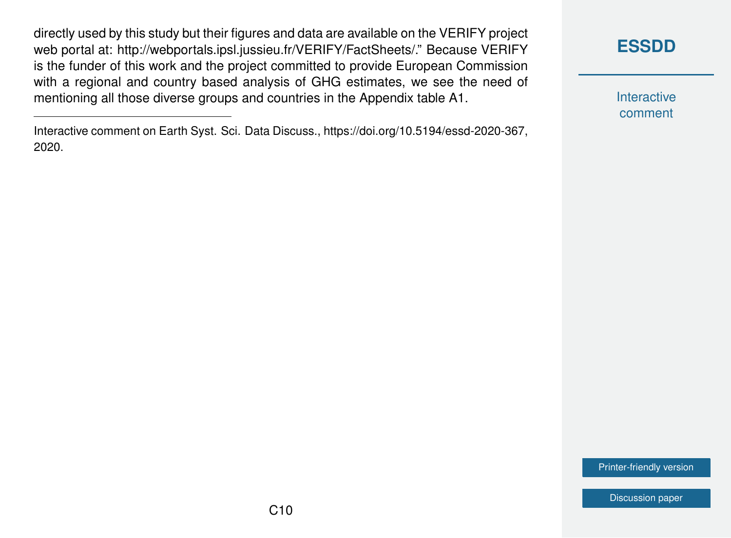directly used by this study but their figures and data are available on the VERIFY project web portal at: http://webportals.ipsl.jussieu.fr/VERIFY/FactSheets/." Because VERIFY is the funder of this work and the project committed to provide European Commission with a regional and country based analysis of GHG estimates, we see the need of mentioning all those diverse groups and countries in the Appendix table A1.

---

Interactive comment on Earth Syst. Sci. Data Discuss., https://doi.org/10.5194/essd-2020-367, 2020.